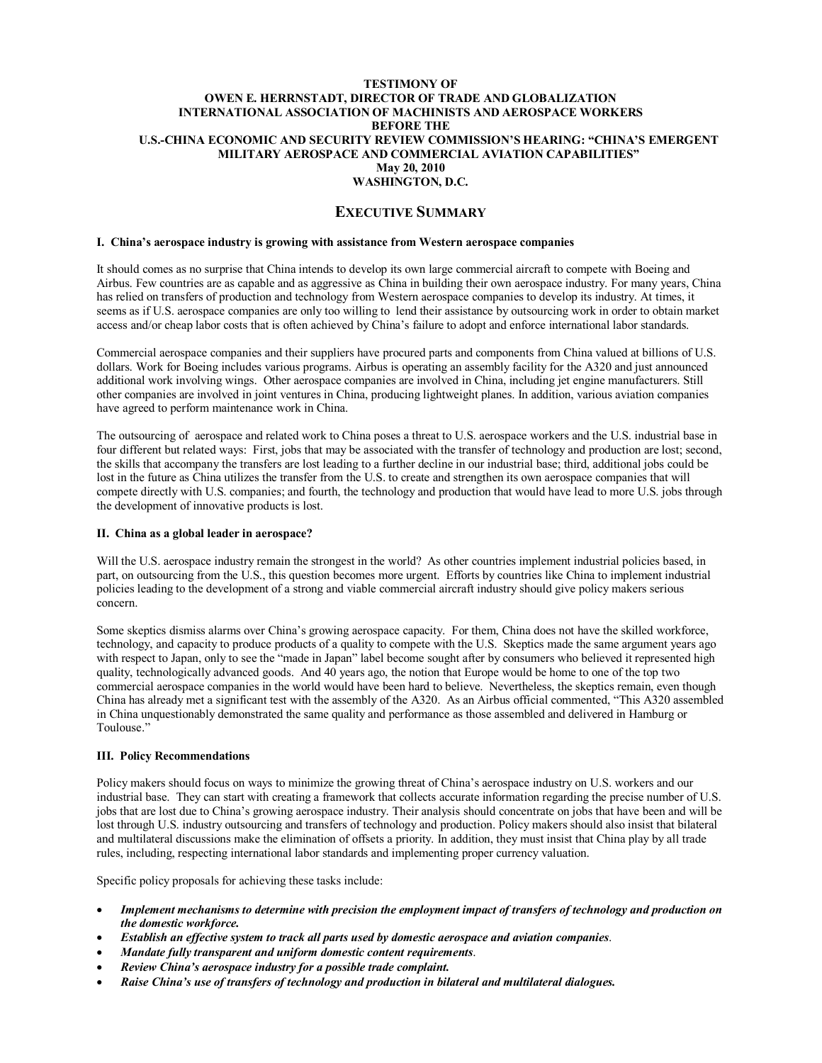**TESTIMONY OF**
**OWEN E. HERRNSTADT, DIRECTOR OF TRADE AND GLOBALIZATION**
**INTERNATIONAL ASSOCIATION OF MACHINISTS AND AEROSPACE WORKERS**
**BEFORE THE**
**U.S.-CHINA ECONOMIC AND SECURITY REVIEW COMMISSION'S HEARING: "CHINA'S EMERGENT MILITARY AEROSPACE AND COMMERCIAL AVIATION CAPABILITIES"**
**May 20, 2010**
**WASHINGTON, D.C.**

# EXECUTIVE SUMMARY

## I. China's aerospace industry is growing with assistance from Western aerospace companies

It should comes as no surprise that China intends to develop its own large commercial aircraft to compete with Boeing and Airbus. Few countries are as capable and as aggressive as China in building their own aerospace industry. For many years, China has relied on transfers of production and technology from Western aerospace companies to develop its industry. At times, it seems as if U.S. aerospace companies are only too willing to lend their assistance by outsourcing work in order to obtain market access and/or cheap labor costs that is often achieved by China's failure to adopt and enforce international labor standards.

Commercial aerospace companies and their suppliers have procured parts and components from China valued at billions of U.S. dollars. Work for Boeing includes various programs. Airbus is operating an assembly facility for the A320 and just announced additional work involving wings. Other aerospace companies are involved in China, including jet engine manufacturers. Still other companies are involved in joint ventures in China, producing lightweight planes. In addition, various aviation companies have agreed to perform maintenance work in China.

The outsourcing of aerospace and related work to China poses a threat to U.S. aerospace workers and the U.S. industrial base in four different but related ways: First, jobs that may be associated with the transfer of technology and production are lost; second, the skills that accompany the transfers are lost leading to a further decline in our industrial base; third, additional jobs could be lost in the future as China utilizes the transfer from the U.S. to create and strengthen its own aerospace companies that will compete directly with U.S. companies; and fourth, the technology and production that would have lead to more U.S. jobs through the development of innovative products is lost.

## II. China as a global leader in aerospace?

Will the U.S. aerospace industry remain the strongest in the world? As other countries implement industrial policies based, in part, on outsourcing from the U.S., this question becomes more urgent. Efforts by countries like China to implement industrial policies leading to the development of a strong and viable commercial aircraft industry should give policy makers serious concern.

Some skeptics dismiss alarms over China's growing aerospace capacity. For them, China does not have the skilled workforce, technology, and capacity to produce products of a quality to compete with the U.S. Skeptics made the same argument years ago with respect to Japan, only to see the "made in Japan" label become sought after by consumers who believed it represented high quality, technologically advanced goods. And 40 years ago, the notion that Europe would be home to one of the top two commercial aerospace companies in the world would have been hard to believe. Nevertheless, the skeptics remain, even though China has already met a significant test with the assembly of the A320. As an Airbus official commented, "This A320 assembled in China unquestionably demonstrated the same quality and performance as those assembled and delivered in Hamburg or Toulouse."

## III. Policy Recommendations

Policy makers should focus on ways to minimize the growing threat of China's aerospace industry on U.S. workers and our industrial base. They can start with creating a framework that collects accurate information regarding the precise number of U.S. jobs that are lost due to China's growing aerospace industry. Their analysis should concentrate on jobs that have been and will be lost through U.S. industry outsourcing and transfers of technology and production. Policy makers should also insist that bilateral and multilateral discussions make the elimination of offsets a priority. In addition, they must insist that China play by all trade rules, including, respecting international labor standards and implementing proper currency valuation.

Specific policy proposals for achieving these tasks include:

- ***Implement mechanisms to determine with precision the employment impact of transfers of technology and production on the domestic workforce.***
- ***Establish an effective system to track all parts used by domestic aerospace and aviation companies.***
- ***Mandate fully transparent and uniform domestic content requirements.***
- ***Review China's aerospace industry for a possible trade complaint.***
- ***Raise China's use of transfers of technology and production in bilateral and multilateral dialogues.***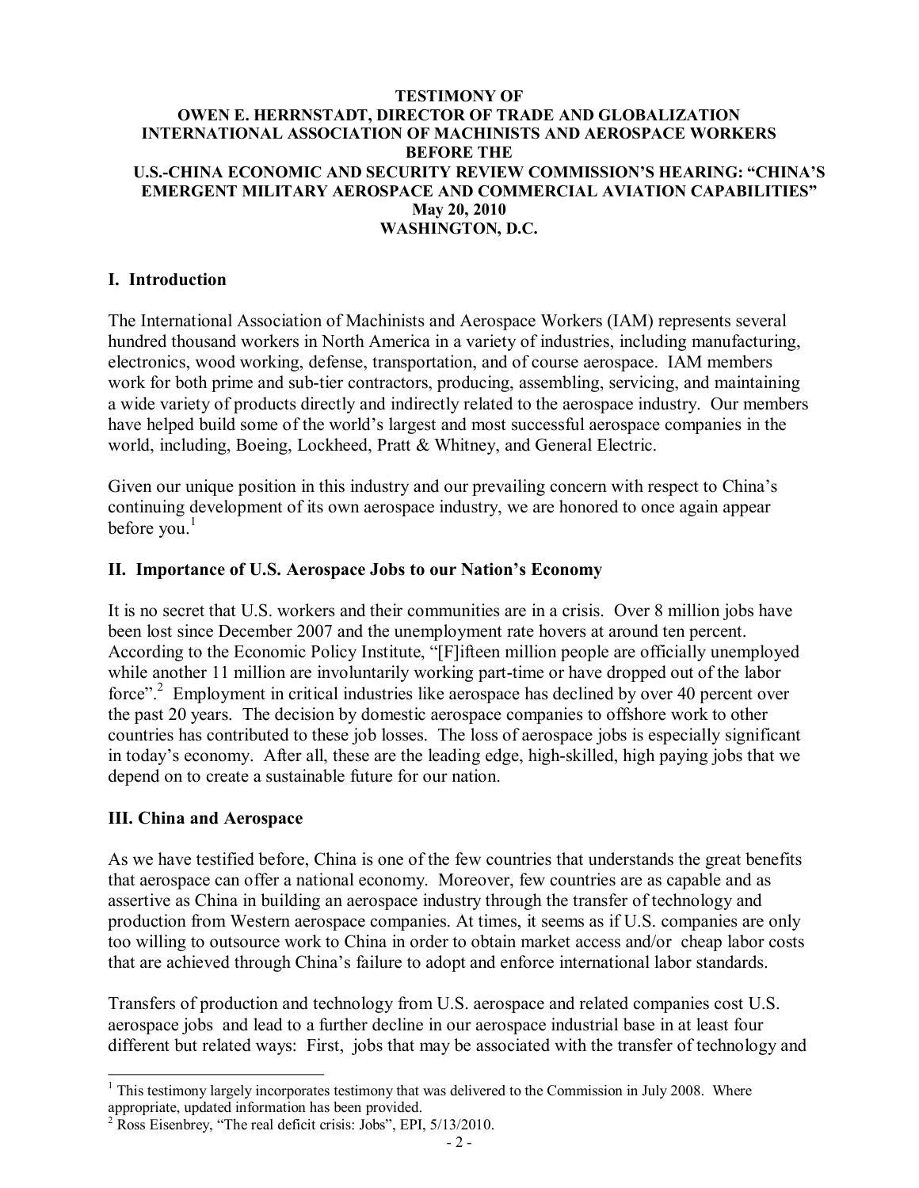**TESTIMONY OF**
**OWEN E. HERRNSTADT, DIRECTOR OF TRADE AND GLOBALIZATION**
**INTERNATIONAL ASSOCIATION OF MACHINISTS AND AEROSPACE WORKERS**
**BEFORE THE**
**U.S.-CHINA ECONOMIC AND SECURITY REVIEW COMMISSION'S HEARING: "CHINA'S EMERGENT MILITARY AEROSPACE AND COMMERCIAL AVIATION CAPABILITIES"**
**May 20, 2010**
**WASHINGTON, D.C.**

## I. Introduction

The International Association of Machinists and Aerospace Workers (IAM) represents several hundred thousand workers in North America in a variety of industries, including manufacturing, electronics, wood working, defense, transportation, and of course aerospace. IAM members work for both prime and sub-tier contractors, producing, assembling, servicing, and maintaining a wide variety of products directly and indirectly related to the aerospace industry. Our members have helped build some of the world's largest and most successful aerospace companies in the world, including, Boeing, Lockheed, Pratt & Whitney, and General Electric.

Given our unique position in this industry and our prevailing concern with respect to China's continuing development of its own aerospace industry, we are honored to once again appear before you.[1]

## II. Importance of U.S. Aerospace Jobs to our Nation's Economy

It is no secret that U.S. workers and their communities are in a crisis. Over 8 million jobs have been lost since December 2007 and the unemployment rate hovers at around ten percent. According to the Economic Policy Institute, "[F]ifteen million people are officially unemployed while another 11 million are involuntarily working part-time or have dropped out of the labor force".[2] Employment in critical industries like aerospace has declined by over 40 percent over the past 20 years. The decision by domestic aerospace companies to offshore work to other countries has contributed to these job losses. The loss of aerospace jobs is especially significant in today's economy. After all, these are the leading edge, high-skilled, high paying jobs that we depend on to create a sustainable future for our nation.

## III. China and Aerospace

As we have testified before, China is one of the few countries that understands the great benefits that aerospace can offer a national economy. Moreover, few countries are as capable and as assertive as China in building an aerospace industry through the transfer of technology and production from Western aerospace companies. At times, it seems as if U.S. companies are only too willing to outsource work to China in order to obtain market access and/or cheap labor costs that are achieved through China's failure to adopt and enforce international labor standards.

Transfers of production and technology from U.S. aerospace and related companies cost U.S. aerospace jobs and lead to a further decline in our aerospace industrial base in at least four different but related ways: First, jobs that may be associated with the transfer of technology and

---

[1] This testimony largely incorporates testimony that was delivered to the Commission in July 2008. Where appropriate, updated information has been provided.

[2] Ross Eisenbrey, "The real deficit crisis: Jobs", EPI, 5/13/2010.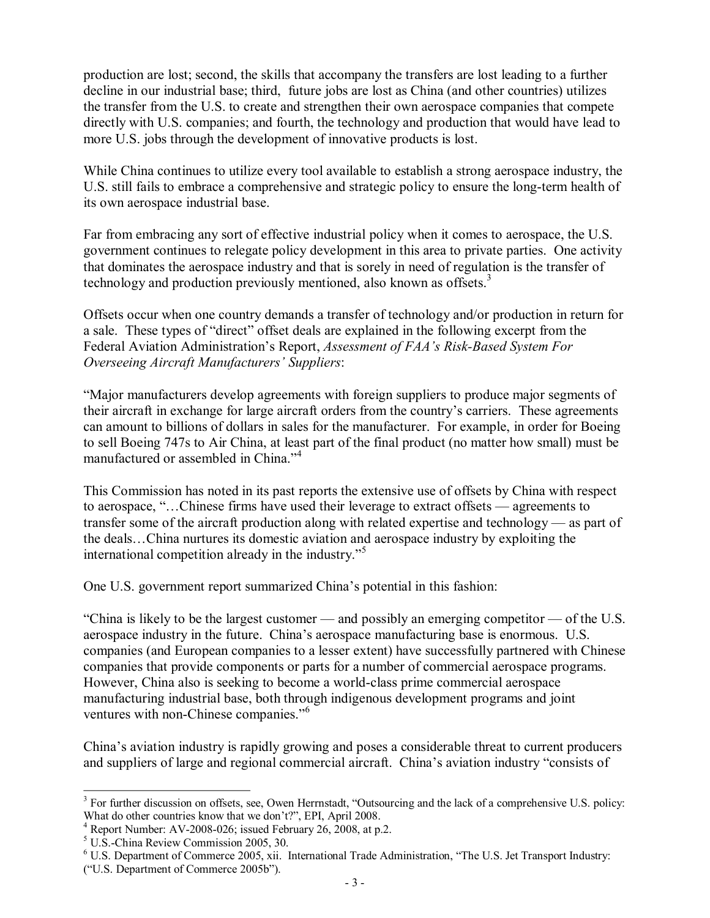production are lost; second, the skills that accompany the transfers are lost leading to a further decline in our industrial base; third, future jobs are lost as China (and other countries) utilizes the transfer from the U.S. to create and strengthen their own aerospace companies that compete directly with U.S. companies; and fourth, the technology and production that would have lead to more U.S. jobs through the development of innovative products is lost.

While China continues to utilize every tool available to establish a strong aerospace industry, the U.S. still fails to embrace a comprehensive and strategic policy to ensure the long-term health of its own aerospace industrial base.

Far from embracing any sort of effective industrial policy when it comes to aerospace, the U.S. government continues to relegate policy development in this area to private parties. One activity that dominates the aerospace industry and that is sorely in need of regulation is the transfer of technology and production previously mentioned, also known as offsets.[3]

Offsets occur when one country demands a transfer of technology and/or production in return for a sale. These types of "direct" offset deals are explained in the following excerpt from the Federal Aviation Administration's Report, *Assessment of FAA's Risk-Based System For Overseeing Aircraft Manufacturers' Suppliers*:

"Major manufacturers develop agreements with foreign suppliers to produce major segments of their aircraft in exchange for large aircraft orders from the country's carriers. These agreements can amount to billions of dollars in sales for the manufacturer. For example, in order for Boeing to sell Boeing 747s to Air China, at least part of the final product (no matter how small) must be manufactured or assembled in China."[4]

This Commission has noted in its past reports the extensive use of offsets by China with respect to aerospace, "…Chinese firms have used their leverage to extract offsets — agreements to transfer some of the aircraft production along with related expertise and technology — as part of the deals…China nurtures its domestic aviation and aerospace industry by exploiting the international competition already in the industry."[5]

One U.S. government report summarized China's potential in this fashion:

"China is likely to be the largest customer — and possibly an emerging competitor — of the U.S. aerospace industry in the future. China's aerospace manufacturing base is enormous. U.S. companies (and European companies to a lesser extent) have successfully partnered with Chinese companies that provide components or parts for a number of commercial aerospace programs. However, China also is seeking to become a world-class prime commercial aerospace manufacturing industrial base, both through indigenous development programs and joint ventures with non-Chinese companies."[6]

China's aviation industry is rapidly growing and poses a considerable threat to current producers and suppliers of large and regional commercial aircraft. China's aviation industry "consists of

---

[3] For further discussion on offsets, see, Owen Herrnstadt, "Outsourcing and the lack of a comprehensive U.S. policy: What do other countries know that we don't?", EPI, April 2008.

[4] Report Number: AV-2008-026; issued February 26, 2008, at p.2.

[5] U.S.-China Review Commission 2005, 30.

[6] U.S. Department of Commerce 2005, xii. International Trade Administration, "The U.S. Jet Transport Industry: ("U.S. Department of Commerce 2005b").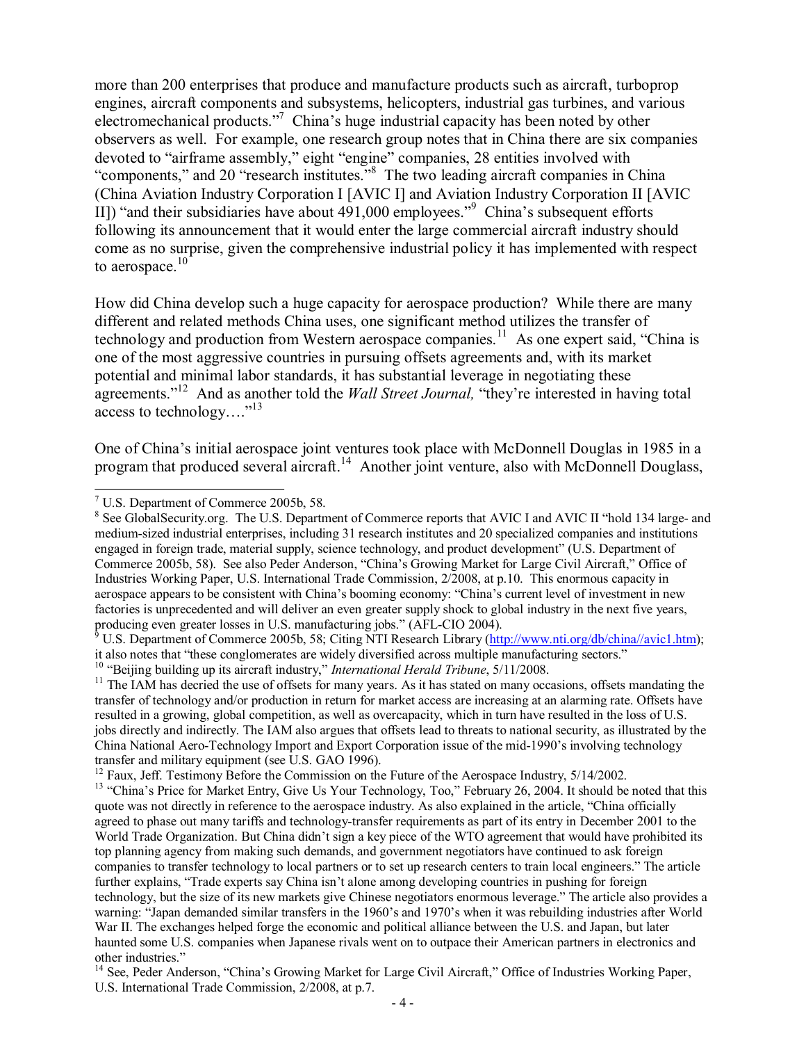more than 200 enterprises that produce and manufacture products such as aircraft, turboprop engines, aircraft components and subsystems, helicopters, industrial gas turbines, and various electromechanical products."[7] China's huge industrial capacity has been noted by other observers as well. For example, one research group notes that in China there are six companies devoted to "airframe assembly," eight "engine" companies, 28 entities involved with "components," and 20 "research institutes."[8] The two leading aircraft companies in China (China Aviation Industry Corporation I [AVIC I] and Aviation Industry Corporation II [AVIC II]) "and their subsidiaries have about 491,000 employees."[9] China's subsequent efforts following its announcement that it would enter the large commercial aircraft industry should come as no surprise, given the comprehensive industrial policy it has implemented with respect to aerospace.[10]

How did China develop such a huge capacity for aerospace production? While there are many different and related methods China uses, one significant method utilizes the transfer of technology and production from Western aerospace companies.[11] As one expert said, "China is one of the most aggressive countries in pursuing offsets agreements and, with its market potential and minimal labor standards, it has substantial leverage in negotiating these agreements."[12] And as another told the *Wall Street Journal,* "they're interested in having total access to technology…."[13]

One of China's initial aerospace joint ventures took place with McDonnell Douglas in 1985 in a program that produced several aircraft.[14] Another joint venture, also with McDonnell Douglass,

---

[7] U.S. Department of Commerce 2005b, 58.

[8] See GlobalSecurity.org. The U.S. Department of Commerce reports that AVIC I and AVIC II "hold 134 large- and medium-sized industrial enterprises, including 31 research institutes and 20 specialized companies and institutions engaged in foreign trade, material supply, science technology, and product development" (U.S. Department of Commerce 2005b, 58). See also Peder Anderson, "China's Growing Market for Large Civil Aircraft," Office of Industries Working Paper, U.S. International Trade Commission, 2/2008, at p.10. This enormous capacity in aerospace appears to be consistent with China's booming economy: "China's current level of investment in new factories is unprecedented and will deliver an even greater supply shock to global industry in the next five years, producing even greater losses in U.S. manufacturing jobs." (AFL-CIO 2004).

[9] U.S. Department of Commerce 2005b, 58; Citing NTI Research Library (http://www.nti.org/db/china//avic1.htm); it also notes that "these conglomerates are widely diversified across multiple manufacturing sectors."

[10] "Beijing building up its aircraft industry," *International Herald Tribune*, 5/11/2008.

[11] The IAM has decried the use of offsets for many years. As it has stated on many occasions, offsets mandating the transfer of technology and/or production in return for market access are increasing at an alarming rate. Offsets have resulted in a growing, global competition, as well as overcapacity, which in turn have resulted in the loss of U.S. jobs directly and indirectly. The IAM also argues that offsets lead to threats to national security, as illustrated by the China National Aero-Technology Import and Export Corporation issue of the mid-1990's involving technology transfer and military equipment (see U.S. GAO 1996).

[12] Faux, Jeff. Testimony Before the Commission on the Future of the Aerospace Industry, 5/14/2002.

[13] "China's Price for Market Entry, Give Us Your Technology, Too," February 26, 2004. It should be noted that this quote was not directly in reference to the aerospace industry. As also explained in the article, "China officially agreed to phase out many tariffs and technology-transfer requirements as part of its entry in December 2001 to the World Trade Organization. But China didn't sign a key piece of the WTO agreement that would have prohibited its top planning agency from making such demands, and government negotiators have continued to ask foreign companies to transfer technology to local partners or to set up research centers to train local engineers." The article further explains, "Trade experts say China isn't alone among developing countries in pushing for foreign technology, but the size of its new markets give Chinese negotiators enormous leverage." The article also provides a warning: "Japan demanded similar transfers in the 1960's and 1970's when it was rebuilding industries after World War II. The exchanges helped forge the economic and political alliance between the U.S. and Japan, but later haunted some U.S. companies when Japanese rivals went on to outpace their American partners in electronics and other industries."

[14] See, Peder Anderson, "China's Growing Market for Large Civil Aircraft," Office of Industries Working Paper, U.S. International Trade Commission, 2/2008, at p.7.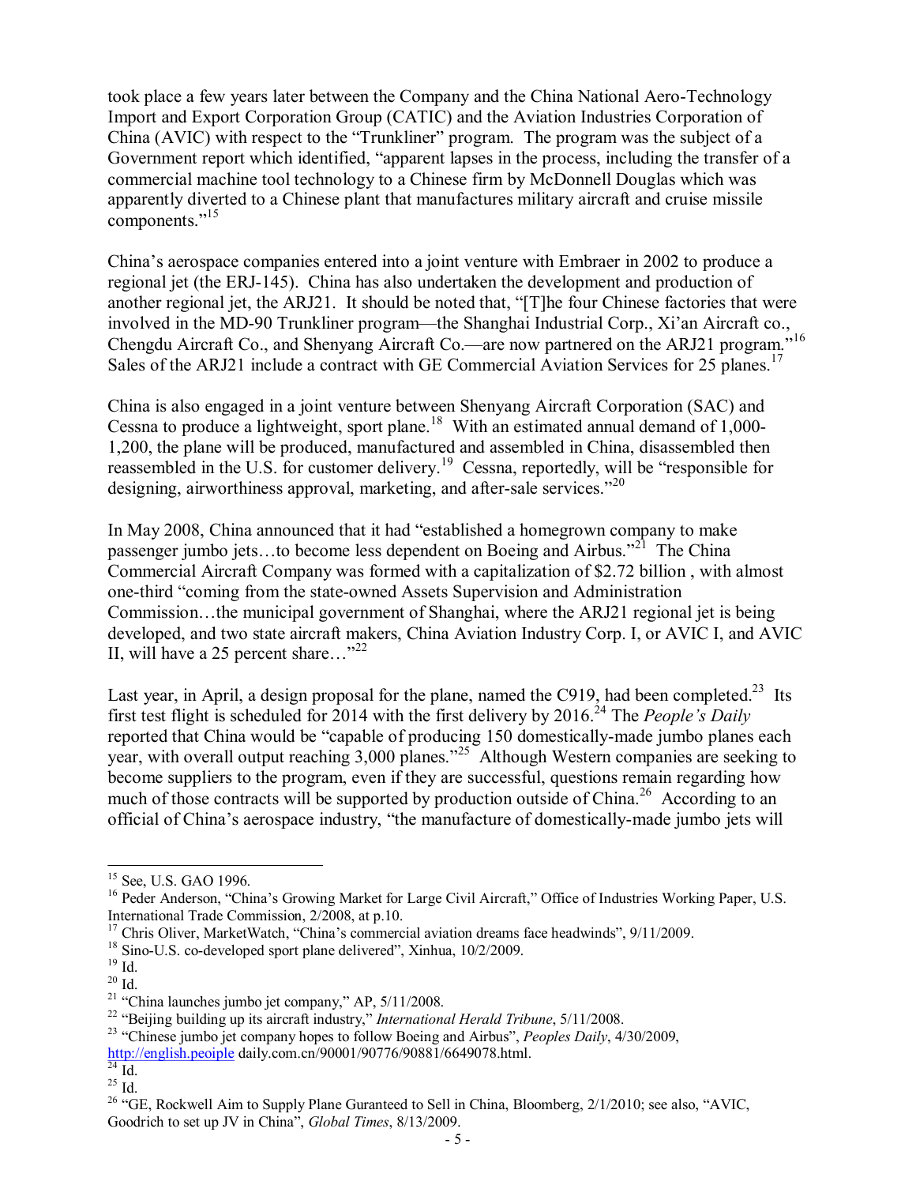took place a few years later between the Company and the China National Aero-Technology Import and Export Corporation Group (CATIC) and the Aviation Industries Corporation of China (AVIC) with respect to the "Trunkliner" program. The program was the subject of a Government report which identified, "apparent lapses in the process, including the transfer of a commercial machine tool technology to a Chinese firm by McDonnell Douglas which was apparently diverted to a Chinese plant that manufactures military aircraft and cruise missile components."[15]

China's aerospace companies entered into a joint venture with Embraer in 2002 to produce a regional jet (the ERJ-145). China has also undertaken the development and production of another regional jet, the ARJ21. It should be noted that, "[T]he four Chinese factories that were involved in the MD-90 Trunkliner program—the Shanghai Industrial Corp., Xi'an Aircraft co., Chengdu Aircraft Co., and Shenyang Aircraft Co.—are now partnered on the ARJ21 program."[16] Sales of the ARJ21 include a contract with GE Commercial Aviation Services for 25 planes.[17]

China is also engaged in a joint venture between Shenyang Aircraft Corporation (SAC) and Cessna to produce a lightweight, sport plane.[18] With an estimated annual demand of 1,000-1,200, the plane will be produced, manufactured and assembled in China, disassembled then reassembled in the U.S. for customer delivery.[19] Cessna, reportedly, will be "responsible for designing, airworthiness approval, marketing, and after-sale services."[20]

In May 2008, China announced that it had "established a homegrown company to make passenger jumbo jets…to become less dependent on Boeing and Airbus."[21] The China Commercial Aircraft Company was formed with a capitalization of $2.72 billion , with almost one-third "coming from the state-owned Assets Supervision and Administration Commission…the municipal government of Shanghai, where the ARJ21 regional jet is being developed, and two state aircraft makers, China Aviation Industry Corp. I, or AVIC I, and AVIC II, will have a 25 percent share…"[22]

Last year, in April, a design proposal for the plane, named the C919, had been completed.[23] Its first test flight is scheduled for 2014 with the first delivery by 2016.[24] The *People's Daily* reported that China would be "capable of producing 150 domestically-made jumbo planes each year, with overall output reaching 3,000 planes."[25] Although Western companies are seeking to become suppliers to the program, even if they are successful, questions remain regarding how much of those contracts will be supported by production outside of China.[26] According to an official of China's aerospace industry, "the manufacture of domestically-made jumbo jets will

---

[15] See, U.S. GAO 1996.

[16] Peder Anderson, "China's Growing Market for Large Civil Aircraft," Office of Industries Working Paper, U.S. International Trade Commission, 2/2008, at p.10.

[17] Chris Oliver, MarketWatch, "China's commercial aviation dreams face headwinds", 9/11/2009.

[18] Sino-U.S. co-developed sport plane delivered", Xinhua, 10/2/2009.

[19] Id.

[20] Id.

[21] "China launches jumbo jet company," AP, 5/11/2008.

[22] "Beijing building up its aircraft industry," *International Herald Tribune*, 5/11/2008.

[23] "Chinese jumbo jet company hopes to follow Boeing and Airbus", *Peoples Daily*, 4/30/2009, http://english.peoiple daily.com.cn/90001/90776/90881/6649078.html.

[24] Id.

[25] Id.

[26] "GE, Rockwell Aim to Supply Plane Guranteed to Sell in China, Bloomberg, 2/1/2010; see also, "AVIC, Goodrich to set up JV in China", *Global Times*, 8/13/2009.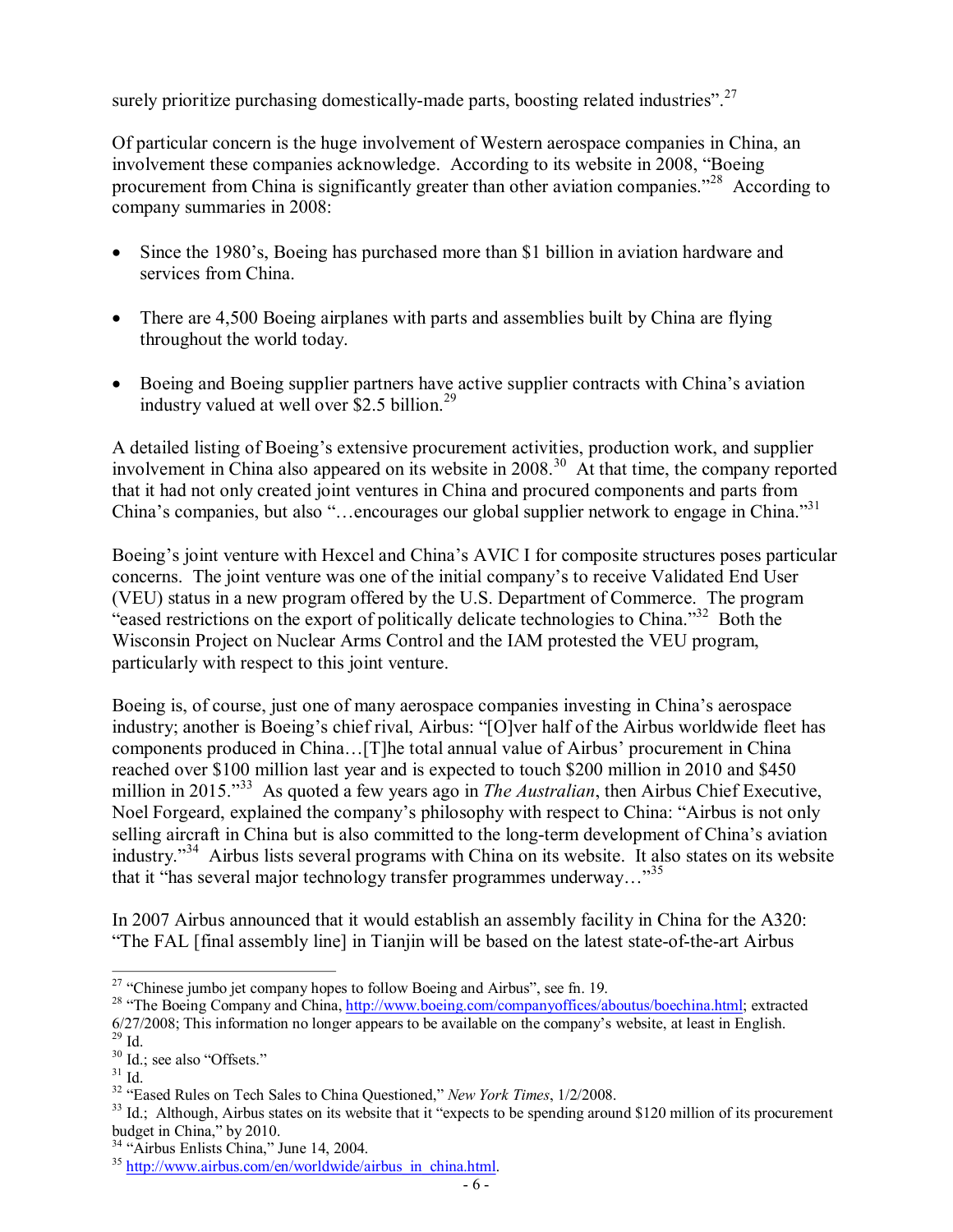surely prioritize purchasing domestically-made parts, boosting related industries".[27]

Of particular concern is the huge involvement of Western aerospace companies in China, an involvement these companies acknowledge. According to its website in 2008, "Boeing procurement from China is significantly greater than other aviation companies."[28] According to company summaries in 2008:

- Since the 1980's, Boeing has purchased more than $1 billion in aviation hardware and services from China.
- There are 4,500 Boeing airplanes with parts and assemblies built by China are flying throughout the world today.
- Boeing and Boeing supplier partners have active supplier contracts with China's aviation industry valued at well over $2.5 billion.[29]

A detailed listing of Boeing's extensive procurement activities, production work, and supplier involvement in China also appeared on its website in 2008.[30] At that time, the company reported that it had not only created joint ventures in China and procured components and parts from China's companies, but also "…encourages our global supplier network to engage in China."[31]

Boeing's joint venture with Hexcel and China's AVIC I for composite structures poses particular concerns. The joint venture was one of the initial company's to receive Validated End User (VEU) status in a new program offered by the U.S. Department of Commerce. The program "eased restrictions on the export of politically delicate technologies to China."[32] Both the Wisconsin Project on Nuclear Arms Control and the IAM protested the VEU program, particularly with respect to this joint venture.

Boeing is, of course, just one of many aerospace companies investing in China's aerospace industry; another is Boeing's chief rival, Airbus: "[O]ver half of the Airbus worldwide fleet has components produced in China…[T]he total annual value of Airbus' procurement in China reached over $100 million last year and is expected to touch $200 million in 2010 and $450 million in 2015."[33] As quoted a few years ago in *The Australian*, then Airbus Chief Executive, Noel Forgeard, explained the company's philosophy with respect to China: "Airbus is not only selling aircraft in China but is also committed to the long-term development of China's aviation industry."[34] Airbus lists several programs with China on its website. It also states on its website that it "has several major technology transfer programmes underway…"[35]

In 2007 Airbus announced that it would establish an assembly facility in China for the A320: "The FAL [final assembly line] in Tianjin will be based on the latest state-of-the-art Airbus

---

[27] "Chinese jumbo jet company hopes to follow Boeing and Airbus", see fn. 19.

[28] "The Boeing Company and China, http://www.boeing.com/companyoffices/aboutus/boechina.html; extracted 6/27/2008; This information no longer appears to be available on the company's website, at least in English.

[29] Id.

[30] Id.; see also "Offsets."

[31] Id.

[32] "Eased Rules on Tech Sales to China Questioned," *New York Times*, 1/2/2008.

[33] Id.; Although, Airbus states on its website that it "expects to be spending around $120 million of its procurement budget in China," by 2010.

[34] "Airbus Enlists China," June 14, 2004.

[35] http://www.airbus.com/en/worldwide/airbus_in_china.html.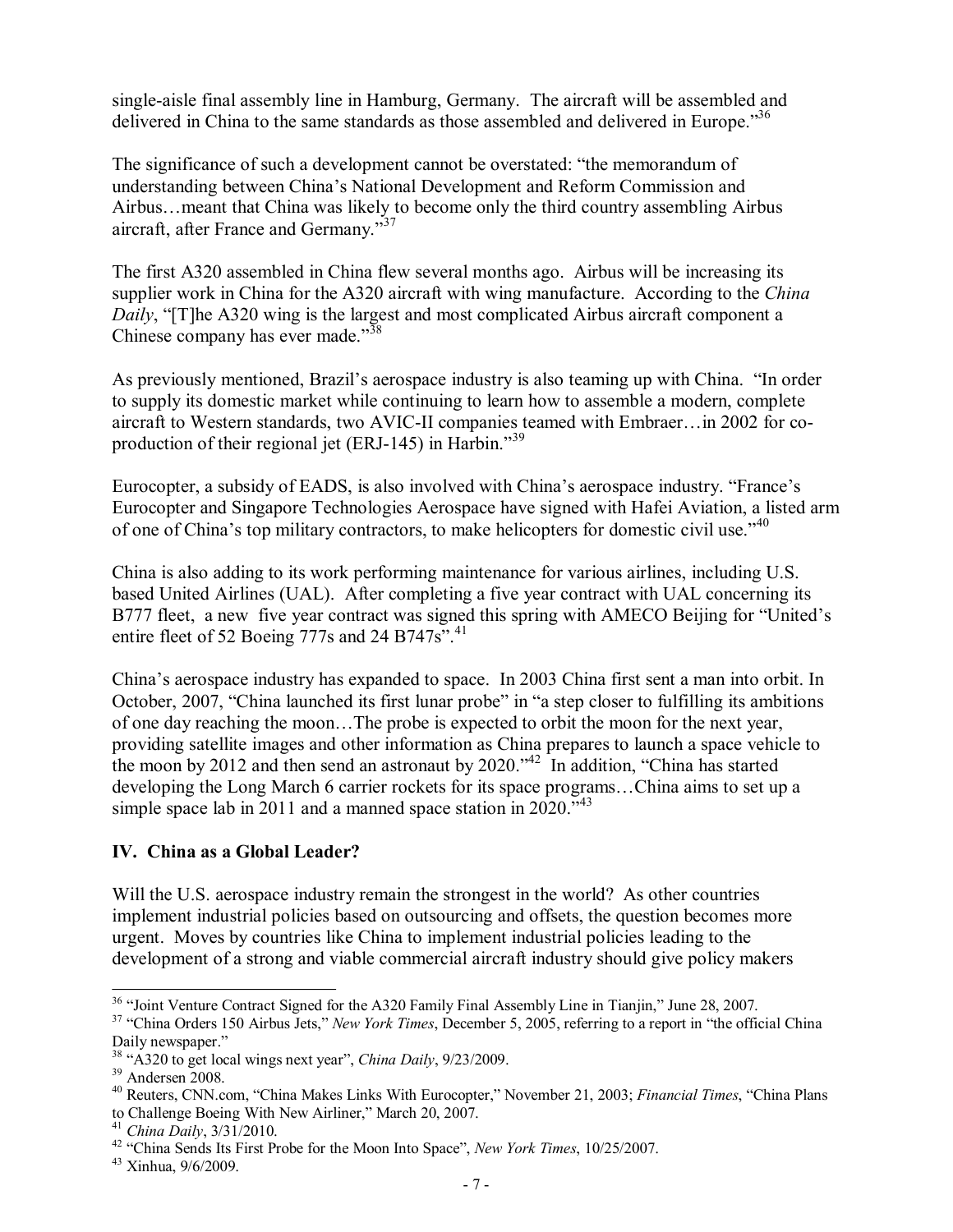single-aisle final assembly line in Hamburg, Germany. The aircraft will be assembled and delivered in China to the same standards as those assembled and delivered in Europe."[36]

The significance of such a development cannot be overstated: "the memorandum of understanding between China's National Development and Reform Commission and Airbus…meant that China was likely to become only the third country assembling Airbus aircraft, after France and Germany."[37]

The first A320 assembled in China flew several months ago. Airbus will be increasing its supplier work in China for the A320 aircraft with wing manufacture. According to the *China Daily*, "[T]he A320 wing is the largest and most complicated Airbus aircraft component a Chinese company has ever made."[38]

As previously mentioned, Brazil's aerospace industry is also teaming up with China. "In order to supply its domestic market while continuing to learn how to assemble a modern, complete aircraft to Western standards, two AVIC-II companies teamed with Embraer…in 2002 for co-production of their regional jet (ERJ-145) in Harbin."[39]

Eurocopter, a subsidy of EADS, is also involved with China's aerospace industry. "France's Eurocopter and Singapore Technologies Aerospace have signed with Hafei Aviation, a listed arm of one of China's top military contractors, to make helicopters for domestic civil use."[40]

China is also adding to its work performing maintenance for various airlines, including U.S. based United Airlines (UAL). After completing a five year contract with UAL concerning its B777 fleet, a new five year contract was signed this spring with AMECO Beijing for "United's entire fleet of 52 Boeing 777s and 24 B747s".[41]

China's aerospace industry has expanded to space. In 2003 China first sent a man into orbit. In October, 2007, "China launched its first lunar probe" in "a step closer to fulfilling its ambitions of one day reaching the moon…The probe is expected to orbit the moon for the next year, providing satellite images and other information as China prepares to launch a space vehicle to the moon by 2012 and then send an astronaut by 2020."[42] In addition, "China has started developing the Long March 6 carrier rockets for its space programs…China aims to set up a simple space lab in 2011 and a manned space station in 2020."[43]

## IV. China as a Global Leader?

Will the U.S. aerospace industry remain the strongest in the world? As other countries implement industrial policies based on outsourcing and offsets, the question becomes more urgent. Moves by countries like China to implement industrial policies leading to the development of a strong and viable commercial aircraft industry should give policy makers

---

[36] "Joint Venture Contract Signed for the A320 Family Final Assembly Line in Tianjin," June 28, 2007.

[37] "China Orders 150 Airbus Jets," *New York Times*, December 5, 2005, referring to a report in "the official China Daily newspaper."

[38] "A320 to get local wings next year", *China Daily*, 9/23/2009.

[39] Andersen 2008.

[40] Reuters, CNN.com, "China Makes Links With Eurocopter," November 21, 2003; *Financial Times*, "China Plans to Challenge Boeing With New Airliner," March 20, 2007.

[41] *China Daily*, 3/31/2010.

[42] "China Sends Its First Probe for the Moon Into Space", *New York Times*, 10/25/2007.

[43] Xinhua, 9/6/2009.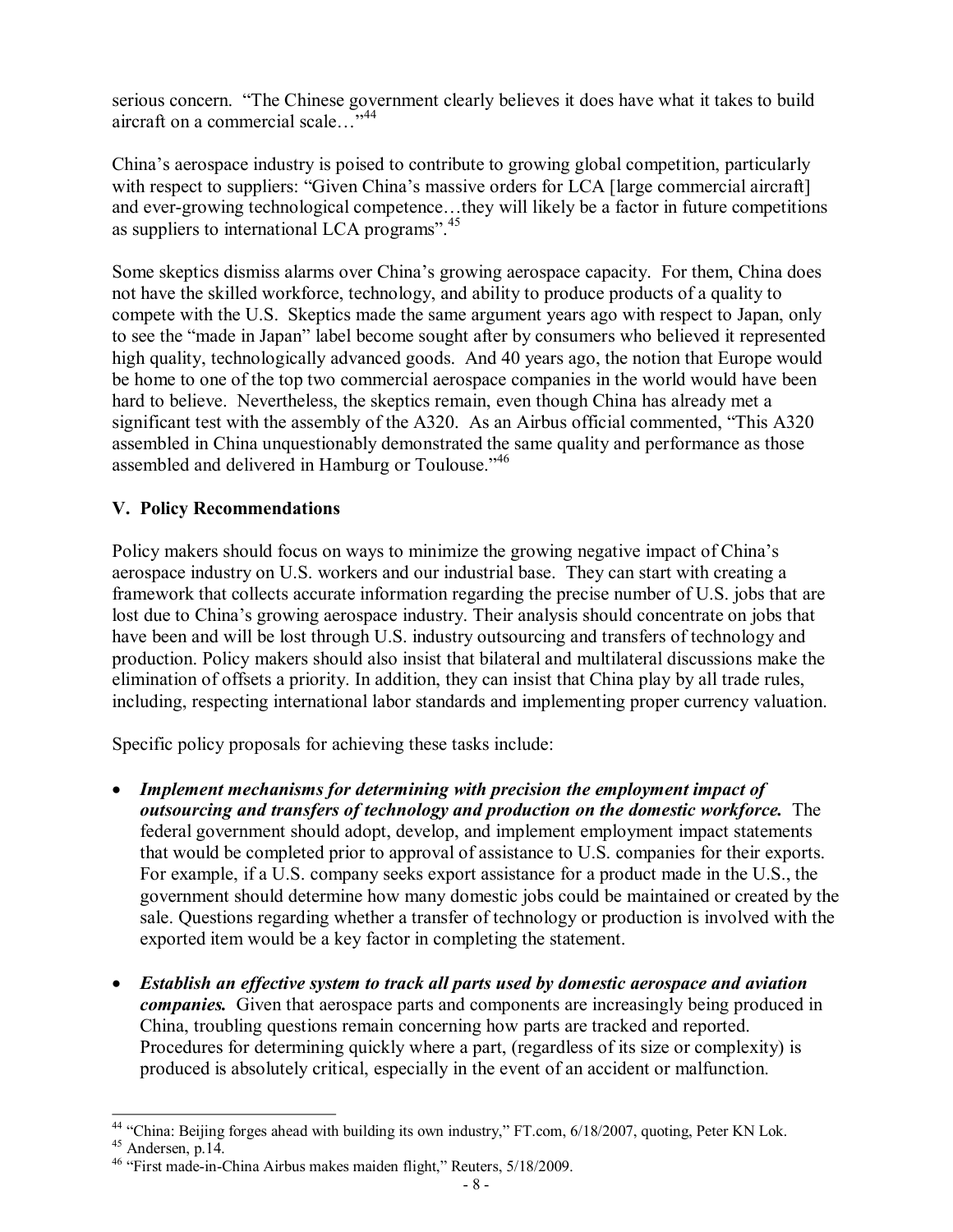serious concern. "The Chinese government clearly believes it does have what it takes to build aircraft on a commercial scale…"[44]

China's aerospace industry is poised to contribute to growing global competition, particularly with respect to suppliers: "Given China's massive orders for LCA [large commercial aircraft] and ever-growing technological competence…they will likely be a factor in future competitions as suppliers to international LCA programs".[45]

Some skeptics dismiss alarms over China's growing aerospace capacity. For them, China does not have the skilled workforce, technology, and ability to produce products of a quality to compete with the U.S. Skeptics made the same argument years ago with respect to Japan, only to see the "made in Japan" label become sought after by consumers who believed it represented high quality, technologically advanced goods. And 40 years ago, the notion that Europe would be home to one of the top two commercial aerospace companies in the world would have been hard to believe. Nevertheless, the skeptics remain, even though China has already met a significant test with the assembly of the A320. As an Airbus official commented, "This A320 assembled in China unquestionably demonstrated the same quality and performance as those assembled and delivered in Hamburg or Toulouse."[46]

## V. Policy Recommendations

Policy makers should focus on ways to minimize the growing negative impact of China's aerospace industry on U.S. workers and our industrial base. They can start with creating a framework that collects accurate information regarding the precise number of U.S. jobs that are lost due to China's growing aerospace industry. Their analysis should concentrate on jobs that have been and will be lost through U.S. industry outsourcing and transfers of technology and production. Policy makers should also insist that bilateral and multilateral discussions make the elimination of offsets a priority. In addition, they can insist that China play by all trade rules, including, respecting international labor standards and implementing proper currency valuation.

Specific policy proposals for achieving these tasks include:

- ***Implement mechanisms for determining with precision the employment impact of outsourcing and transfers of technology and production on the domestic workforce.*** The federal government should adopt, develop, and implement employment impact statements that would be completed prior to approval of assistance to U.S. companies for their exports. For example, if a U.S. company seeks export assistance for a product made in the U.S., the government should determine how many domestic jobs could be maintained or created by the sale. Questions regarding whether a transfer of technology or production is involved with the exported item would be a key factor in completing the statement.

- ***Establish an effective system to track all parts used by domestic aerospace and aviation companies.*** Given that aerospace parts and components are increasingly being produced in China, troubling questions remain concerning how parts are tracked and reported. Procedures for determining quickly where a part, (regardless of its size or complexity) is produced is absolutely critical, especially in the event of an accident or malfunction.

---

[44] "China: Beijing forges ahead with building its own industry," FT.com, 6/18/2007, quoting, Peter KN Lok.

[45] Andersen, p.14.

[46] "First made-in-China Airbus makes maiden flight," Reuters, 5/18/2009.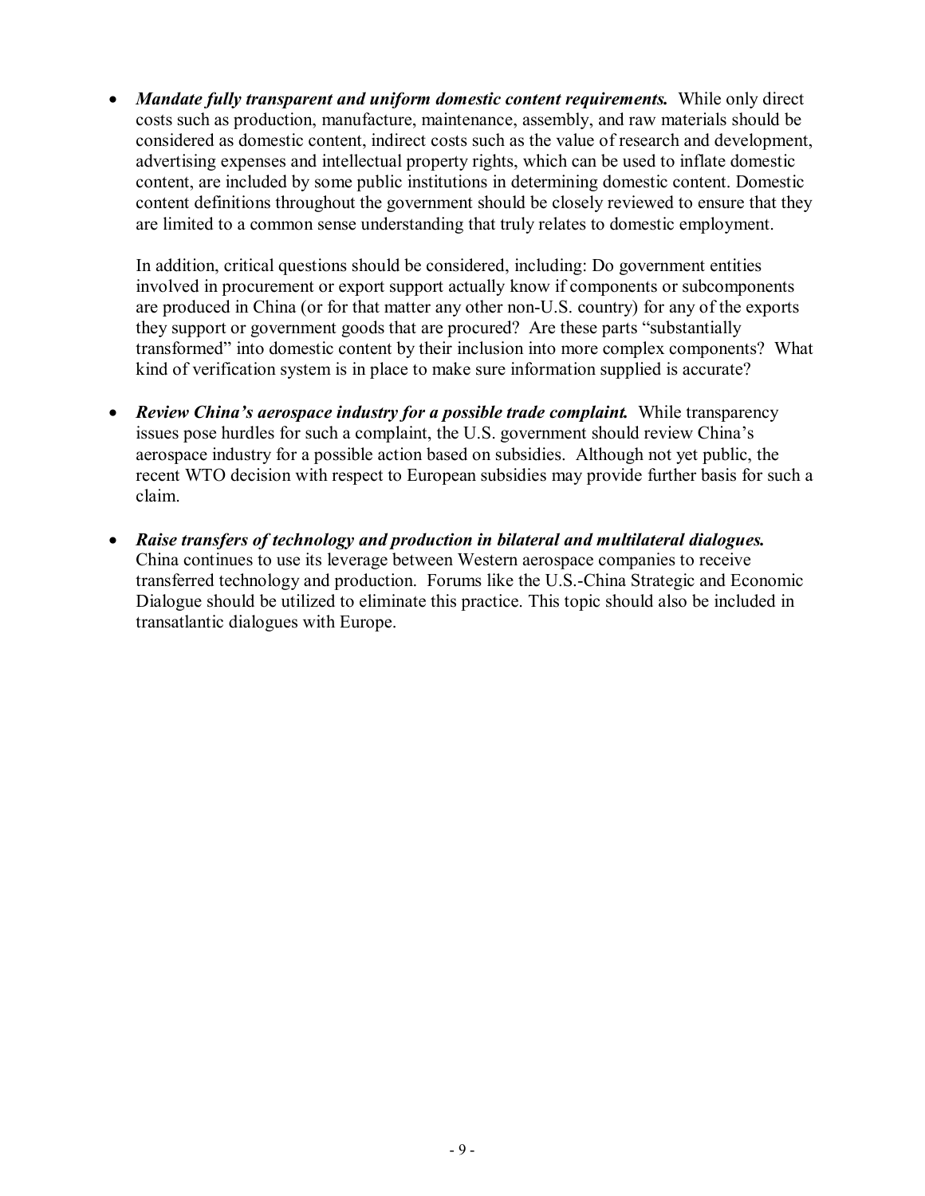- ***Mandate fully transparent and uniform domestic content requirements.*** While only direct costs such as production, manufacture, maintenance, assembly, and raw materials should be considered as domestic content, indirect costs such as the value of research and development, advertising expenses and intellectual property rights, which can be used to inflate domestic content, are included by some public institutions in determining domestic content. Domestic content definitions throughout the government should be closely reviewed to ensure that they are limited to a common sense understanding that truly relates to domestic employment.

  In addition, critical questions should be considered, including: Do government entities involved in procurement or export support actually know if components or subcomponents are produced in China (or for that matter any other non-U.S. country) for any of the exports they support or government goods that are procured? Are these parts "substantially transformed" into domestic content by their inclusion into more complex components? What kind of verification system is in place to make sure information supplied is accurate?

- ***Review China's aerospace industry for a possible trade complaint.*** While transparency issues pose hurdles for such a complaint, the U.S. government should review China's aerospace industry for a possible action based on subsidies. Although not yet public, the recent WTO decision with respect to European subsidies may provide further basis for such a claim.

- ***Raise transfers of technology and production in bilateral and multilateral dialogues.*** China continues to use its leverage between Western aerospace companies to receive transferred technology and production. Forums like the U.S.-China Strategic and Economic Dialogue should be utilized to eliminate this practice. This topic should also be included in transatlantic dialogues with Europe.